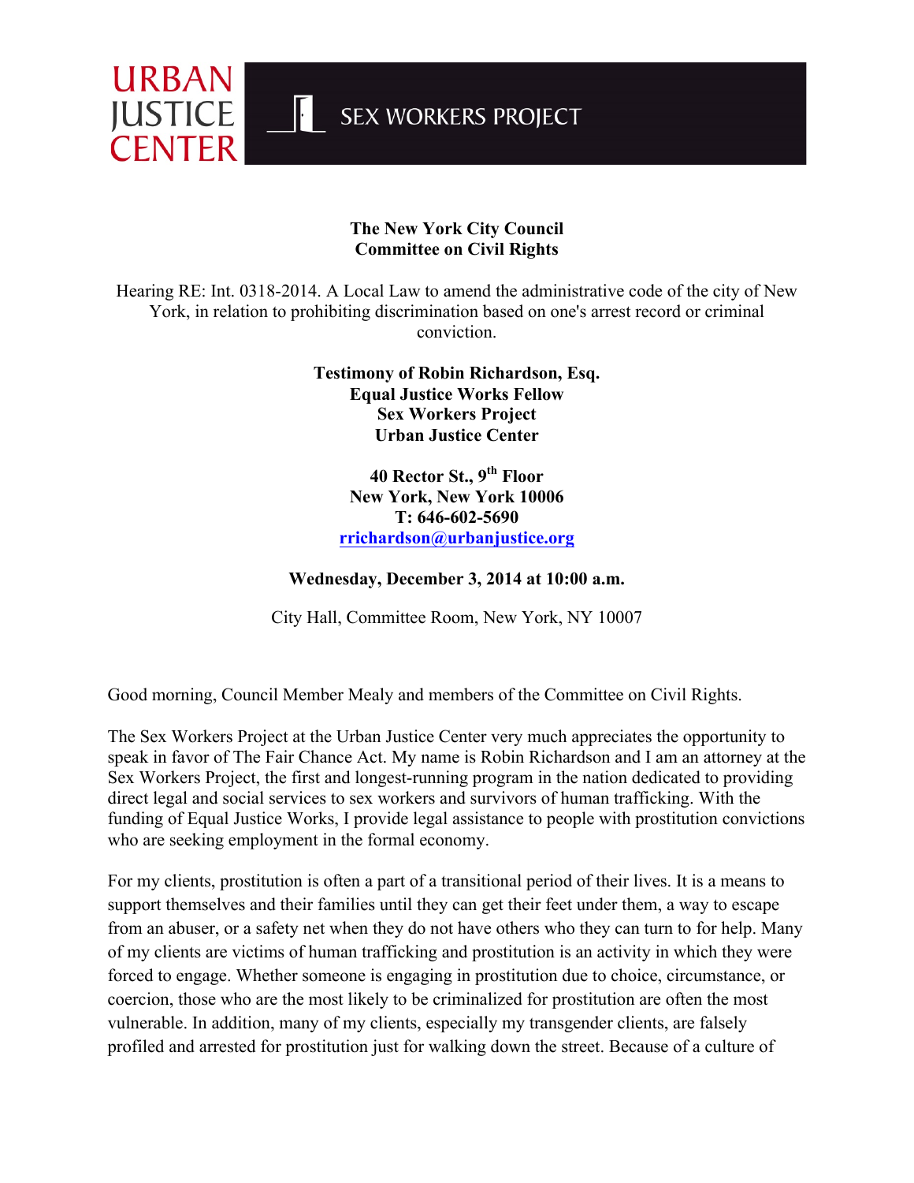URBAN JUSTICE CENTER

SEX WORKERS PROJECT

**The New York City Council**
**Committee on Civil Rights**

Hearing RE: Int. 0318-2014. A Local Law to amend the administrative code of the city of New York, in relation to prohibiting discrimination based on one's arrest record or criminal conviction.

**Testimony of Robin Richardson, Esq.**
**Equal Justice Works Fellow**
**Sex Workers Project**
**Urban Justice Center**

**40 Rector St., 9th Floor**
**New York, New York 10006**
**T: 646-602-5690**
**rrichardson@urbanjustice.org**

**Wednesday, December 3, 2014 at 10:00 a.m.**

City Hall, Committee Room, New York, NY 10007

Good morning, Council Member Mealy and members of the Committee on Civil Rights.

The Sex Workers Project at the Urban Justice Center very much appreciates the opportunity to speak in favor of The Fair Chance Act. My name is Robin Richardson and I am an attorney at the Sex Workers Project, the first and longest-running program in the nation dedicated to providing direct legal and social services to sex workers and survivors of human trafficking. With the funding of Equal Justice Works, I provide legal assistance to people with prostitution convictions who are seeking employment in the formal economy.

For my clients, prostitution is often a part of a transitional period of their lives. It is a means to support themselves and their families until they can get their feet under them, a way to escape from an abuser, or a safety net when they do not have others who they can turn to for help. Many of my clients are victims of human trafficking and prostitution is an activity in which they were forced to engage. Whether someone is engaging in prostitution due to choice, circumstance, or coercion, those who are the most likely to be criminalized for prostitution are often the most vulnerable. In addition, many of my clients, especially my transgender clients, are falsely profiled and arrested for prostitution just for walking down the street. Because of a culture of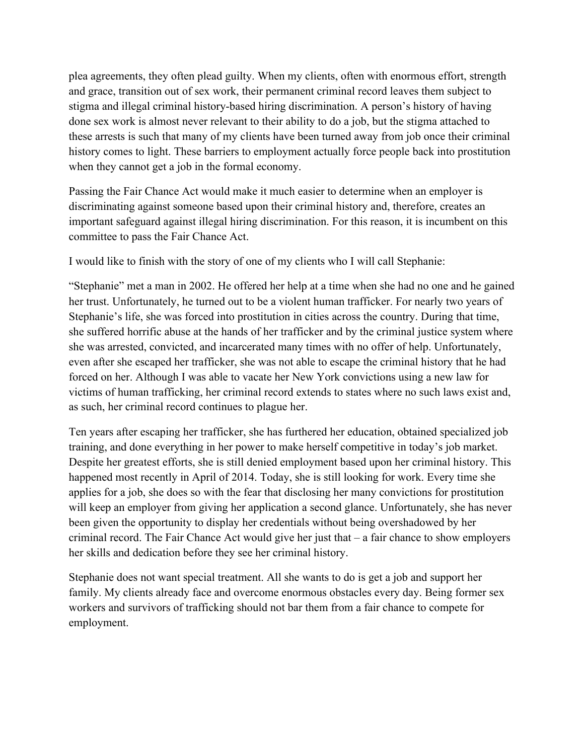plea agreements, they often plead guilty. When my clients, often with enormous effort, strength and grace, transition out of sex work, their permanent criminal record leaves them subject to stigma and illegal criminal history-based hiring discrimination. A person's history of having done sex work is almost never relevant to their ability to do a job, but the stigma attached to these arrests is such that many of my clients have been turned away from job once their criminal history comes to light. These barriers to employment actually force people back into prostitution when they cannot get a job in the formal economy.

Passing the Fair Chance Act would make it much easier to determine when an employer is discriminating against someone based upon their criminal history and, therefore, creates an important safeguard against illegal hiring discrimination. For this reason, it is incumbent on this committee to pass the Fair Chance Act.

I would like to finish with the story of one of my clients who I will call Stephanie:

"Stephanie" met a man in 2002. He offered her help at a time when she had no one and he gained her trust. Unfortunately, he turned out to be a violent human trafficker. For nearly two years of Stephanie's life, she was forced into prostitution in cities across the country. During that time, she suffered horrific abuse at the hands of her trafficker and by the criminal justice system where she was arrested, convicted, and incarcerated many times with no offer of help. Unfortunately, even after she escaped her trafficker, she was not able to escape the criminal history that he had forced on her. Although I was able to vacate her New York convictions using a new law for victims of human trafficking, her criminal record extends to states where no such laws exist and, as such, her criminal record continues to plague her.

Ten years after escaping her trafficker, she has furthered her education, obtained specialized job training, and done everything in her power to make herself competitive in today's job market. Despite her greatest efforts, she is still denied employment based upon her criminal history. This happened most recently in April of 2014. Today, she is still looking for work. Every time she applies for a job, she does so with the fear that disclosing her many convictions for prostitution will keep an employer from giving her application a second glance. Unfortunately, she has never been given the opportunity to display her credentials without being overshadowed by her criminal record. The Fair Chance Act would give her just that – a fair chance to show employers her skills and dedication before they see her criminal history.

Stephanie does not want special treatment. All she wants to do is get a job and support her family. My clients already face and overcome enormous obstacles every day. Being former sex workers and survivors of trafficking should not bar them from a fair chance to compete for employment.